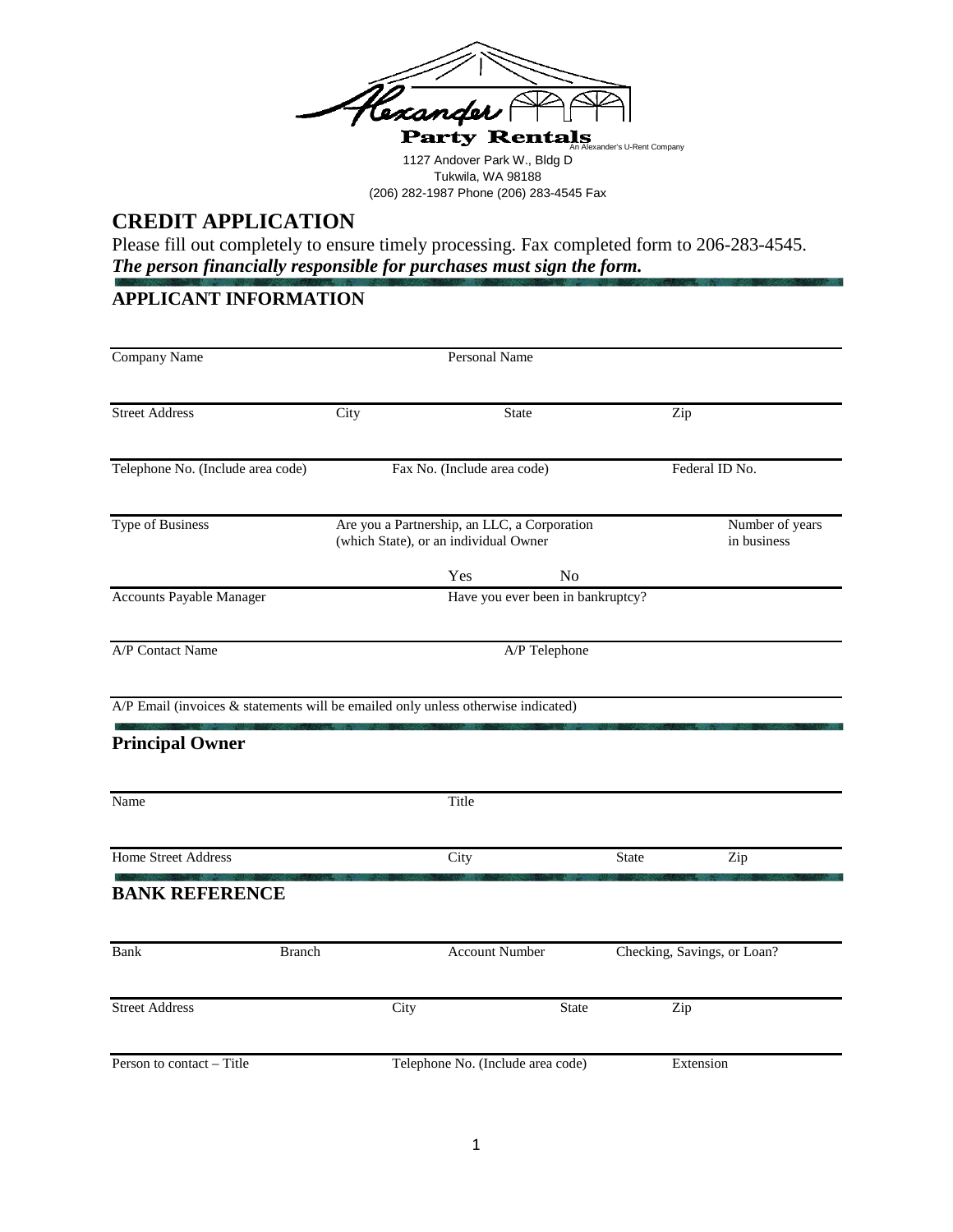Alexander Party Rentals

An Alexander's U-Rent Company

1127 Andover Park W., Bldg D
Tukwila, WA 98188
(206) 282-1987 Phone (206) 283-4545 Fax

# CREDIT APPLICATION

Please fill out completely to ensure timely processing. Fax completed form to 206-283-4545.

***The person financially responsible for purchases must sign the form.***

## APPLICANT INFORMATION

Company Name | Personal Name

Street Address | City | State | Zip

Telephone No. (Include area code) | Fax No. (Include area code) | Federal ID No.

Type of Business | Are you a Partnership, an LLC, a Corporation (which State), or an individual Owner | Number of years in business

Accounts Payable Manager | Have you ever been in bankruptcy? Yes No

A/P Contact Name | A/P Telephone

A/P Email (invoices & statements will be emailed only unless otherwise indicated)

## Principal Owner

Name | Title

Home Street Address | City | State | Zip

## BANK REFERENCE

Bank | Branch | Account Number | Checking, Savings, or Loan?

Street Address | City | State | Zip

Person to contact – Title | Telephone No. (Include area code) | Extension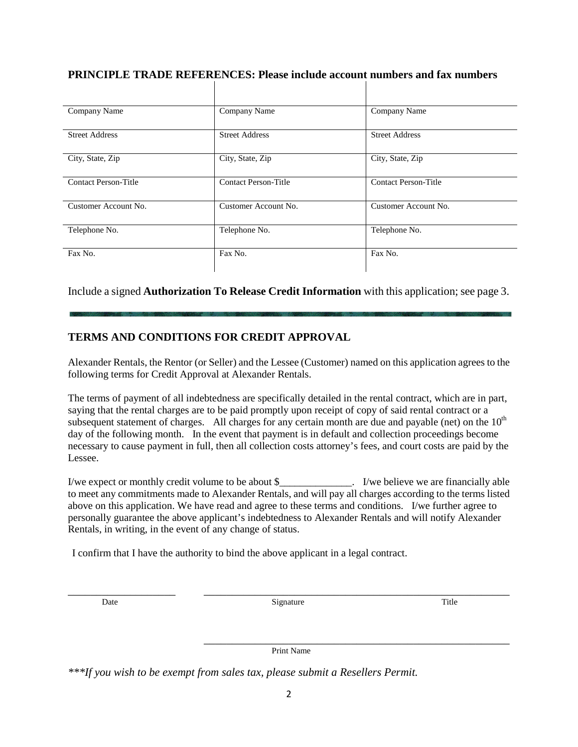## PRINCIPLE TRADE REFERENCES: Please include account numbers and fax numbers

| | | |
|---|---|---|
| Company Name | Company Name | Company Name |
| Street Address | Street Address | Street Address |
| City, State, Zip | City, State, Zip | City, State, Zip |
| Contact Person-Title | Contact Person-Title | Contact Person-Title |
| Customer Account No. | Customer Account No. | Customer Account No. |
| Telephone No. | Telephone No. | Telephone No. |
| Fax No. | Fax No. | Fax No. |

Include a signed **Authorization To Release Credit Information** with this application; see page 3.

## TERMS AND CONDITIONS FOR CREDIT APPROVAL

Alexander Rentals, the Rentor (or Seller) and the Lessee (Customer) named on this application agrees to the following terms for Credit Approval at Alexander Rentals.

The terms of payment of all indebtedness are specifically detailed in the rental contract, which are in part, saying that the rental charges are to be paid promptly upon receipt of copy of said rental contract or a subsequent statement of charges. All charges for any certain month are due and payable (net) on the 10th day of the following month. In the event that payment is in default and collection proceedings become necessary to cause payment in full, then all collection costs attorney's fees, and court costs are paid by the Lessee.

I/we expect or monthly credit volume to be about $______________. I/we believe we are financially able to meet any commitments made to Alexander Rentals, and will pay all charges according to the terms listed above on this application. We have read and agree to these terms and conditions. I/we further agree to personally guarantee the above applicant's indebtedness to Alexander Rentals and will notify Alexander Rentals, in writing, in the event of any change of status.

I confirm that I have the authority to bind the above applicant in a legal contract.

______________________ ______________________________________________________________

Date Signature Title

______________________________________________________________

Print Name

*\*\*\*If you wish to be exempt from sales tax, please submit a Resellers Permit.*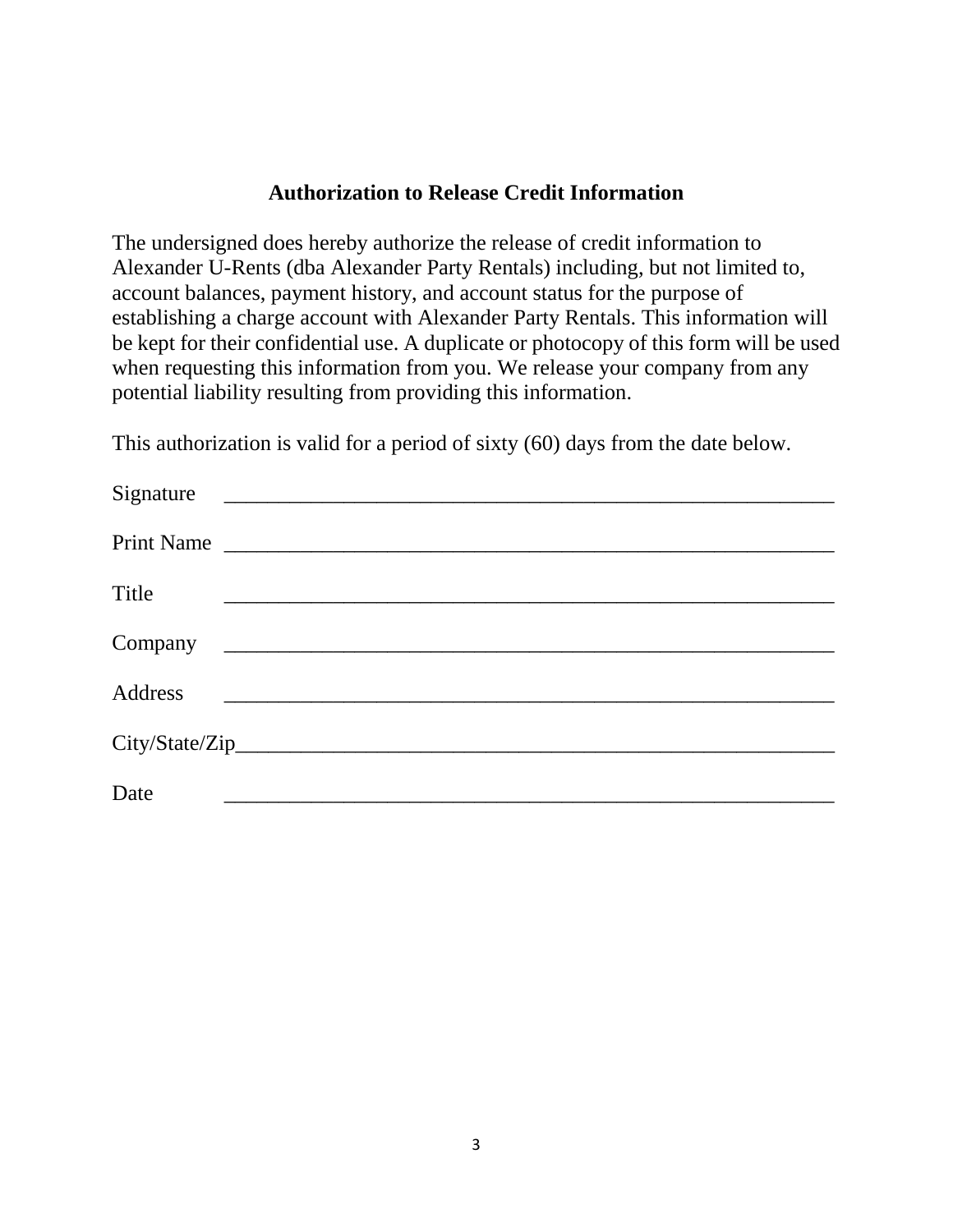**Authorization to Release Credit Information**

The undersigned does hereby authorize the release of credit information to Alexander U-Rents (dba Alexander Party Rentals) including, but not limited to, account balances, payment history, and account status for the purpose of establishing a charge account with Alexander Party Rentals. This information will be kept for their confidential use. A duplicate or photocopy of this form will be used when requesting this information from you. We release your company from any potential liability resulting from providing this information.

This authorization is valid for a period of sixty (60) days from the date below.

Signature ___________________________________________________________

Print Name ___________________________________________________________

Title ___________________________________________________________

Company ___________________________________________________________

Address ___________________________________________________________

City/State/Zip___________________________________________________________

Date ___________________________________________________________